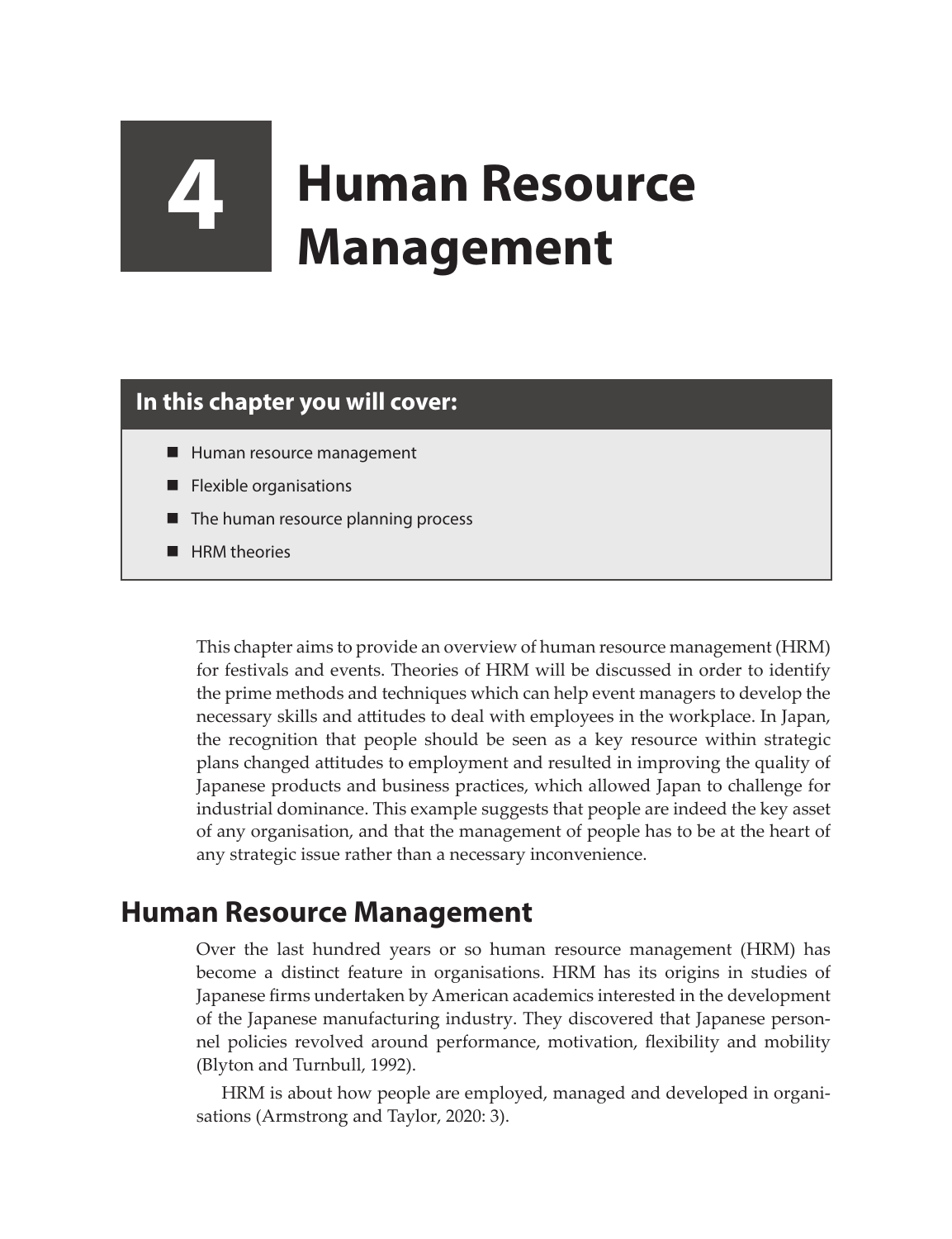# 4 Human Resource Management

**In this chapter you will cover:**

- Human resource management
- Flexible organisations
- The human resource planning process
- HRM theories

This chapter aims to provide an overview of human resource management (HRM) for festivals and events. Theories of HRM will be discussed in order to identify the prime methods and techniques which can help event managers to develop the necessary skills and attitudes to deal with employees in the workplace. In Japan, the recognition that people should be seen as a key resource within strategic plans changed attitudes to employment and resulted in improving the quality of Japanese products and business practices, which allowed Japan to challenge for industrial dominance. This example suggests that people are indeed the key asset of any organisation, and that the management of people has to be at the heart of any strategic issue rather than a necessary inconvenience.

## Human Resource Management

Over the last hundred years or so human resource management (HRM) has become a distinct feature in organisations. HRM has its origins in studies of Japanese firms undertaken by American academics interested in the development of the Japanese manufacturing industry. They discovered that Japanese personnel policies revolved around performance, motivation, flexibility and mobility (Blyton and Turnbull, 1992).

HRM is about how people are employed, managed and developed in organisations (Armstrong and Taylor, 2020: 3).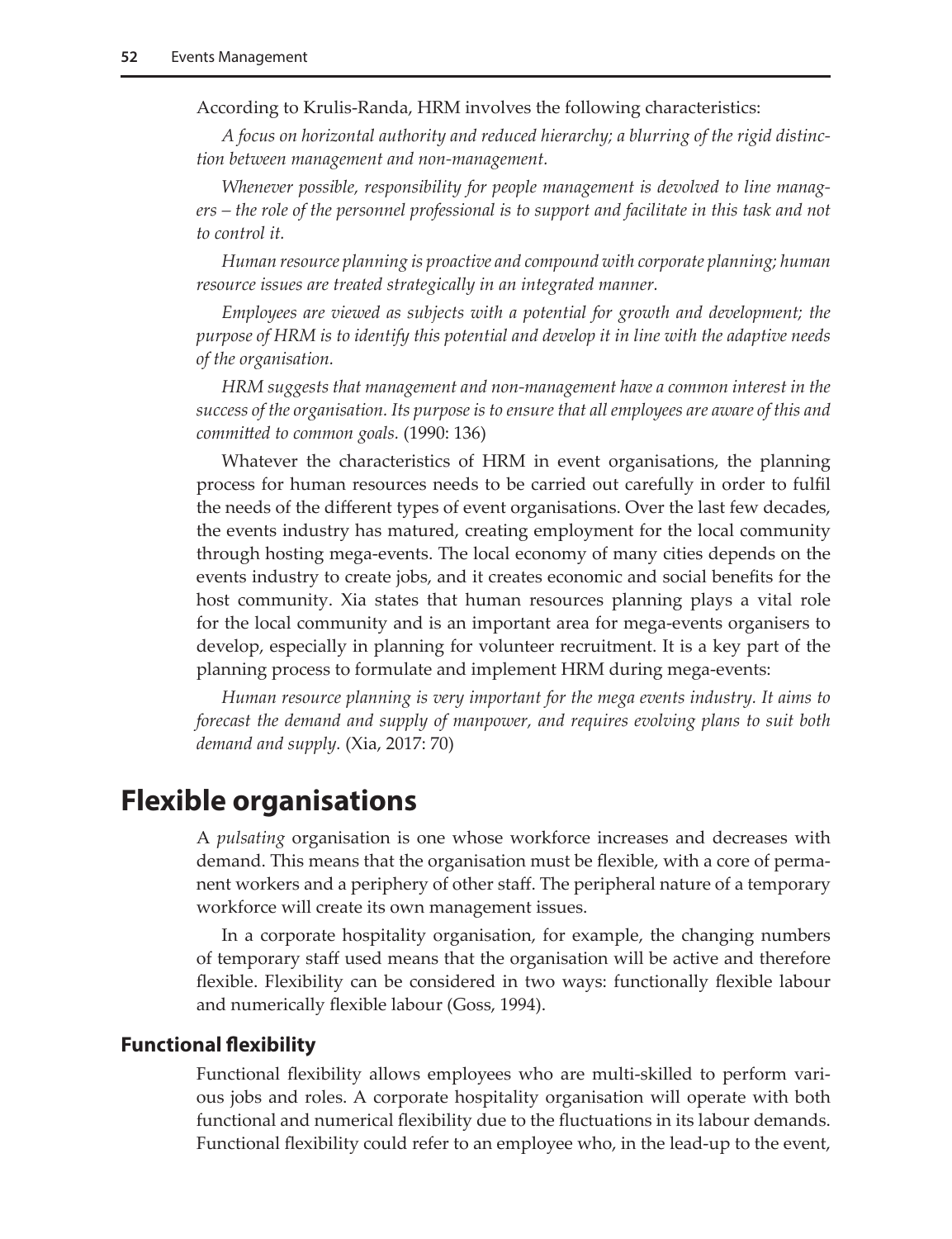According to Krulis-Randa, HRM involves the following characteristics:

*A focus on horizontal authority and reduced hierarchy; a blurring of the rigid distinction between management and non-management.*

*Whenever possible, responsibility for people management is devolved to line managers – the role of the personnel professional is to support and facilitate in this task and not to control it.*

*Human resource planning is proactive and compound with corporate planning; human resource issues are treated strategically in an integrated manner.*

*Employees are viewed as subjects with a potential for growth and development; the purpose of HRM is to identify this potential and develop it in line with the adaptive needs of the organisation.*

*HRM suggests that management and non-management have a common interest in the success of the organisation. Its purpose is to ensure that all employees are aware of this and committed to common goals.* (1990: 136)

Whatever the characteristics of HRM in event organisations, the planning process for human resources needs to be carried out carefully in order to fulfil the needs of the different types of event organisations. Over the last few decades, the events industry has matured, creating employment for the local community through hosting mega-events. The local economy of many cities depends on the events industry to create jobs, and it creates economic and social benefits for the host community. Xia states that human resources planning plays a vital role for the local community and is an important area for mega-events organisers to develop, especially in planning for volunteer recruitment. It is a key part of the planning process to formulate and implement HRM during mega-events:

*Human resource planning is very important for the mega events industry. It aims to forecast the demand and supply of manpower, and requires evolving plans to suit both demand and supply.* (Xia, 2017: 70)

## Flexible organisations

A *pulsating* organisation is one whose workforce increases and decreases with demand. This means that the organisation must be flexible, with a core of permanent workers and a periphery of other staff. The peripheral nature of a temporary workforce will create its own management issues.

In a corporate hospitality organisation, for example, the changing numbers of temporary staff used means that the organisation will be active and therefore flexible. Flexibility can be considered in two ways: functionally flexible labour and numerically flexible labour (Goss, 1994).

### Functional flexibility

Functional flexibility allows employees who are multi-skilled to perform various jobs and roles. A corporate hospitality organisation will operate with both functional and numerical flexibility due to the fluctuations in its labour demands. Functional flexibility could refer to an employee who, in the lead-up to the event,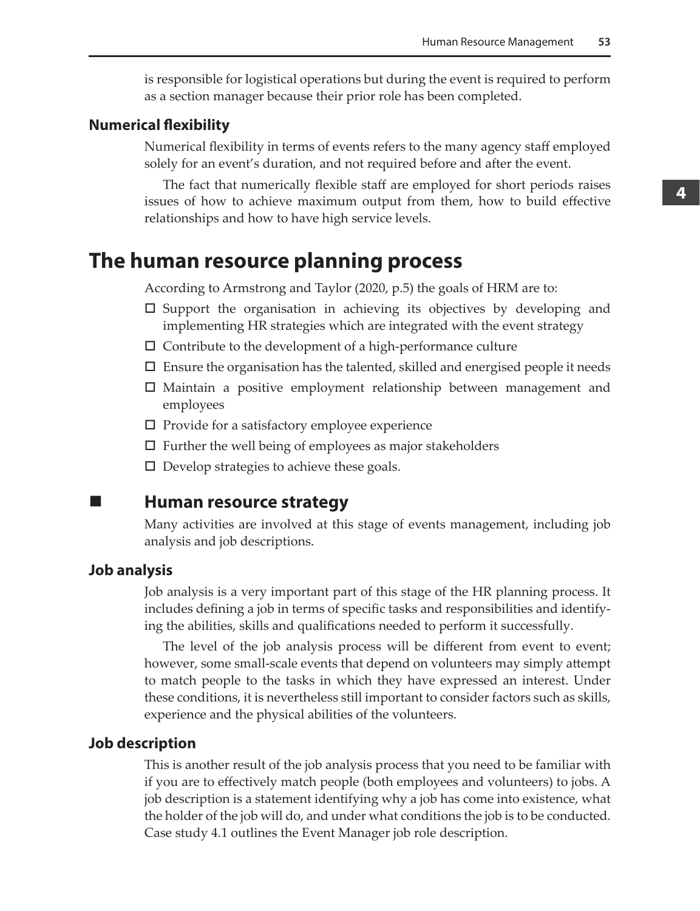is responsible for logistical operations but during the event is required to perform as a section manager because their prior role has been completed.

### Numerical flexibility

Numerical flexibility in terms of events refers to the many agency staff employed solely for an event's duration, and not required before and after the event.

The fact that numerically flexible staff are employed for short periods raises issues of how to achieve maximum output from them, how to build effective relationships and how to have high service levels.

## The human resource planning process

According to Armstrong and Taylor (2020, p.5) the goals of HRM are to:

- Support the organisation in achieving its objectives by developing and implementing HR strategies which are integrated with the event strategy
- Contribute to the development of a high-performance culture
- Ensure the organisation has the talented, skilled and energised people it needs
- Maintain a positive employment relationship between management and employees
- Provide for a satisfactory employee experience
- Further the well being of employees as major stakeholders
- Develop strategies to achieve these goals.

### Human resource strategy

Many activities are involved at this stage of events management, including job analysis and job descriptions.

#### Job analysis

Job analysis is a very important part of this stage of the HR planning process. It includes defining a job in terms of specific tasks and responsibilities and identifying the abilities, skills and qualifications needed to perform it successfully.

The level of the job analysis process will be different from event to event; however, some small-scale events that depend on volunteers may simply attempt to match people to the tasks in which they have expressed an interest. Under these conditions, it is nevertheless still important to consider factors such as skills, experience and the physical abilities of the volunteers.

#### Job description

This is another result of the job analysis process that you need to be familiar with if you are to effectively match people (both employees and volunteers) to jobs. A job description is a statement identifying why a job has come into existence, what the holder of the job will do, and under what conditions the job is to be conducted. Case study 4.1 outlines the Event Manager job role description.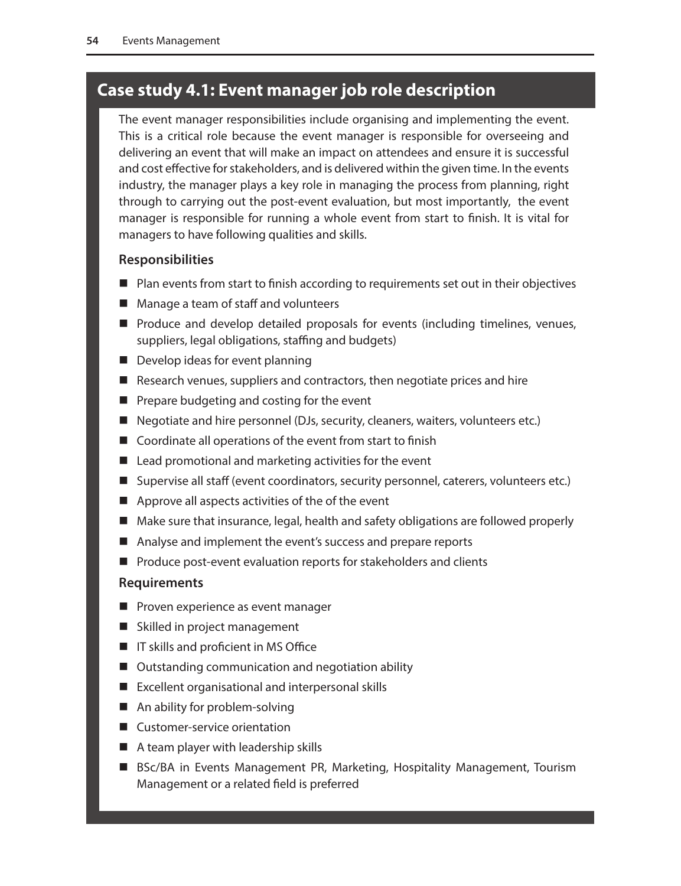## Case study 4.1: Event manager job role description

The event manager responsibilities include organising and implementing the event. This is a critical role because the event manager is responsible for overseeing and delivering an event that will make an impact on attendees and ensure it is successful and cost effective for stakeholders, and is delivered within the given time. In the events industry, the manager plays a key role in managing the process from planning, right through to carrying out the post-event evaluation, but most importantly, the event manager is responsible for running a whole event from start to finish. It is vital for managers to have following qualities and skills.

**Responsibilities**

- Plan events from start to finish according to requirements set out in their objectives
- Manage a team of staff and volunteers
- Produce and develop detailed proposals for events (including timelines, venues, suppliers, legal obligations, staffing and budgets)
- Develop ideas for event planning
- Research venues, suppliers and contractors, then negotiate prices and hire
- Prepare budgeting and costing for the event
- Negotiate and hire personnel (DJs, security, cleaners, waiters, volunteers etc.)
- Coordinate all operations of the event from start to finish
- Lead promotional and marketing activities for the event
- Supervise all staff (event coordinators, security personnel, caterers, volunteers etc.)
- Approve all aspects activities of the of the event
- Make sure that insurance, legal, health and safety obligations are followed properly
- Analyse and implement the event's success and prepare reports
- Produce post-event evaluation reports for stakeholders and clients

**Requirements**

- Proven experience as event manager
- Skilled in project management
- IT skills and proficient in MS Office
- Outstanding communication and negotiation ability
- Excellent organisational and interpersonal skills
- An ability for problem-solving
- Customer-service orientation
- A team player with leadership skills
- BSc/BA in Events Management PR, Marketing, Hospitality Management, Tourism Management or a related field is preferred